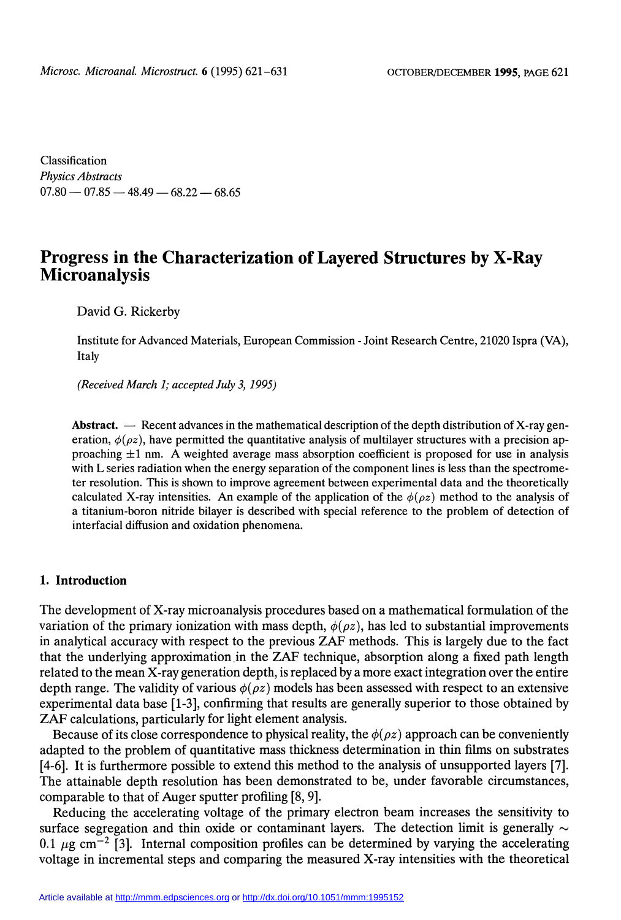Classification
*Physics Abstracts*
07.80 — 07.85 — 48.49 — 68.22 — 68.65

# Progress in the Characterization of Layered Structures by X-Ray Microanalysis

David G. Rickerby

Institute for Advanced Materials, European Commission - Joint Research Centre, 21020 Ispra (VA), Italy

*(Received March 1; accepted July 3, 1995)*

**Abstract.** — Recent advances in the mathematical description of the depth distribution of X-ray generation, $\phi(\rho z)$, have permitted the quantitative analysis of multilayer structures with a precision approaching $\pm 1$ nm. A weighted average mass absorption coefficient is proposed for use in analysis with L series radiation when the energy separation of the component lines is less than the spectrometer resolution. This is shown to improve agreement between experimental data and the theoretically calculated X-ray intensities. An example of the application of the $\phi(\rho z)$ method to the analysis of a titanium-boron nitride bilayer is described with special reference to the problem of detection of interfacial diffusion and oxidation phenomena.

## 1. Introduction

The development of X-ray microanalysis procedures based on a mathematical formulation of the variation of the primary ionization with mass depth, $\phi(\rho z)$, has led to substantial improvements in analytical accuracy with respect to the previous ZAF methods. This is largely due to the fact that the underlying approximation in the ZAF technique, absorption along a fixed path length related to the mean X-ray generation depth, is replaced by a more exact integration over the entire depth range. The validity of various $\phi(\rho z)$ models has been assessed with respect to an extensive experimental data base [1-3], confirming that results are generally superior to those obtained by ZAF calculations, particularly for light element analysis.

Because of its close correspondence to physical reality, the $\phi(\rho z)$ approach can be conveniently adapted to the problem of quantitative mass thickness determination in thin films on substrates [4-6]. It is furthermore possible to extend this method to the analysis of unsupported layers [7]. The attainable depth resolution has been demonstrated to be, under favorable circumstances, comparable to that of Auger sputter profiling [8, 9].

Reducing the accelerating voltage of the primary electron beam increases the sensitivity to surface segregation and thin oxide or contaminant layers. The detection limit is generally $\sim 0.1\ \mu\text{g cm}^{-2}$ [3]. Internal composition profiles can be determined by varying the accelerating voltage in incremental steps and comparing the measured X-ray intensities with the theoretical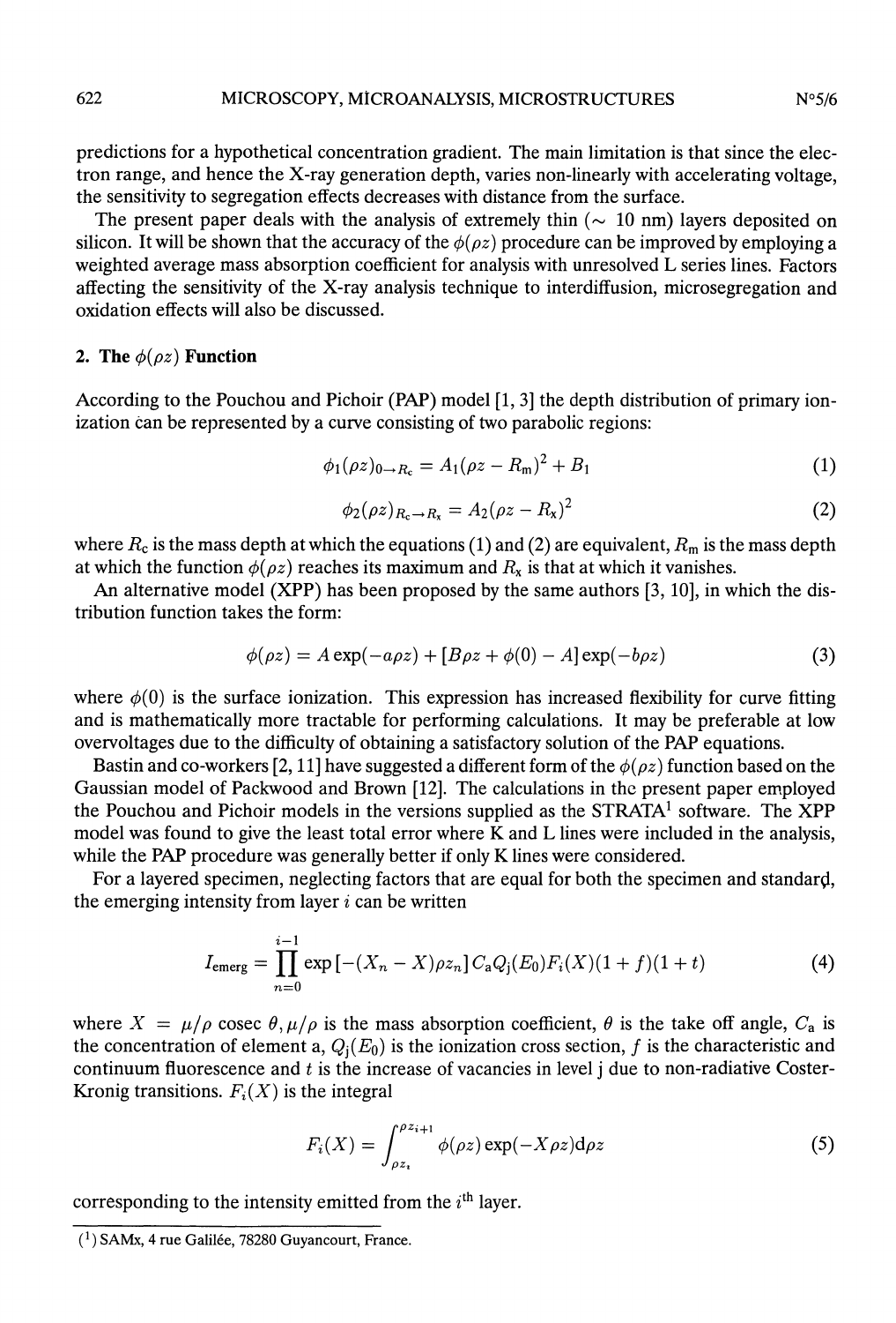predictions for a hypothetical concentration gradient. The main limitation is that since the electron range, and hence the X-ray generation depth, varies non-linearly with accelerating voltage, the sensitivity to segregation effects decreases with distance from the surface.

The present paper deals with the analysis of extremely thin ($\sim$ 10 nm) layers deposited on silicon. It will be shown that the accuracy of the $\phi(\rho z)$ procedure can be improved by employing a weighted average mass absorption coefficient for analysis with unresolved L series lines. Factors affecting the sensitivity of the X-ray analysis technique to interdiffusion, microsegregation and oxidation effects will also be discussed.

## 2. The $\phi(\rho z)$ Function

According to the Pouchou and Pichoir (PAP) model [1, 3] the depth distribution of primary ionization can be represented by a curve consisting of two parabolic regions:

$$\phi_1(\rho z)_{0\rightarrow R_c} = A_1(\rho z - R_m)^2 + B_1 \tag{1}$$

$$\phi_2(\rho z)_{R_c\rightarrow R_x} = A_2(\rho z - R_x)^2 \tag{2}$$

where $R_c$ is the mass depth at which the equations (1) and (2) are equivalent, $R_m$ is the mass depth at which the function $\phi(\rho z)$ reaches its maximum and $R_x$ is that at which it vanishes.

An alternative model (XPP) has been proposed by the same authors [3, 10], in which the distribution function takes the form:

$$\phi(\rho z) = A\exp(-a\rho z) + [B\rho z + \phi(0) - A]\exp(-b\rho z) \tag{3}$$

where $\phi(0)$ is the surface ionization. This expression has increased flexibility for curve fitting and is mathematically more tractable for performing calculations. It may be preferable at low overvoltages due to the difficulty of obtaining a satisfactory solution of the PAP equations.

Bastin and co-workers [2, 11] have suggested a different form of the $\phi(\rho z)$ function based on the Gaussian model of Packwood and Brown [12]. The calculations in the present paper employed the Pouchou and Pichoir models in the versions supplied as the STRATA[1] software. The XPP model was found to give the least total error where K and L lines were included in the analysis, while the PAP procedure was generally better if only K lines were considered.

For a layered specimen, neglecting factors that are equal for both the specimen and standard, the emerging intensity from layer $i$ can be written

$$I_{\text{emerg}} = \prod_{n=0}^{i-1} \exp\left[-(X_n - X)\rho z_n\right] C_a Q_j(E_0) F_i(X)(1+f)(1+t) \tag{4}$$

where $X = \mu/\rho \operatorname{cosec} \theta, \mu/\rho$ is the mass absorption coefficient, $\theta$ is the take off angle, $C_a$ is the concentration of element a, $Q_j(E_0)$ is the ionization cross section, $f$ is the characteristic and continuum fluorescence and $t$ is the increase of vacancies in level j due to non-radiative Coster-Kronig transitions. $F_i(X)$ is the integral

$$F_i(X) = \int_{\rho z_i}^{\rho z_{i+1}} \phi(\rho z)\exp(-X\rho z)\mathrm{d}\rho z \tag{5}$$

corresponding to the intensity emitted from the $i^{\text{th}}$ layer.

---

[1] SAMx, 4 rue Galilée, 78280 Guyancourt, France.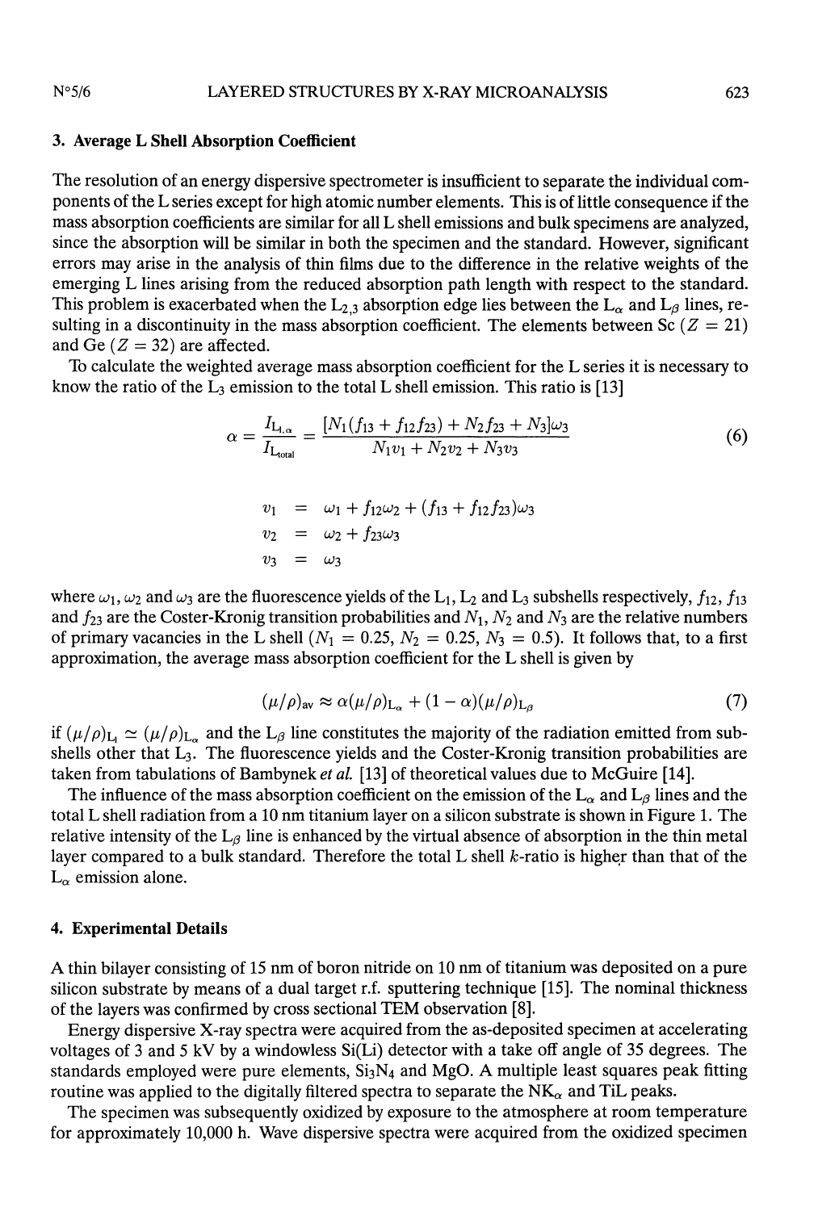### 3. Average L Shell Absorption Coefficient

The resolution of an energy dispersive spectrometer is insufficient to separate the individual components of the L series except for high atomic number elements. This is of little consequence if the mass absorption coefficients are similar for all L shell emissions and bulk specimens are analyzed, since the absorption will be similar in both the specimen and the standard. However, significant errors may arise in the analysis of thin films due to the difference in the relative weights of the emerging L lines arising from the reduced absorption path length with respect to the standard. This problem is exacerbated when the $L_{2,3}$ absorption edge lies between the $L_\alpha$ and $L_\beta$ lines, resulting in a discontinuity in the mass absorption coefficient. The elements between Sc ($Z = 21$) and Ge ($Z = 32$) are affected.

To calculate the weighted average mass absorption coefficient for the L series it is necessary to know the ratio of the $L_3$ emission to the total L shell emission. This ratio is [13]

$$\alpha = \frac{I_{L_{l,\alpha}}}{I_{L_{\text{total}}}} = \frac{[N_1(f_{13} + f_{12}f_{23}) + N_2 f_{23} + N_3]\omega_3}{N_1 v_1 + N_2 v_2 + N_3 v_3} \tag{6}$$

$$\begin{aligned} v_1 &= \omega_1 + f_{12}\omega_2 + (f_{13} + f_{12}f_{23})\omega_3 \\ v_2 &= \omega_2 + f_{23}\omega_3 \\ v_3 &= \omega_3 \end{aligned}$$

where $\omega_1$, $\omega_2$ and $\omega_3$ are the fluorescence yields of the $L_1$, $L_2$ and $L_3$ subshells respectively, $f_{12}$, $f_{13}$ and $f_{23}$ are the Coster-Kronig transition probabilities and $N_1$, $N_2$ and $N_3$ are the relative numbers of primary vacancies in the L shell ($N_1 = 0.25$, $N_2 = 0.25$, $N_3 = 0.5$). It follows that, to a first approximation, the average mass absorption coefficient for the L shell is given by

$$(\mu/\rho)_{\text{av}} \approx \alpha(\mu/\rho)_{L_\alpha} + (1 - \alpha)(\mu/\rho)_{L_\beta} \tag{7}$$

if $(\mu/\rho)_{L_l} \simeq (\mu/\rho)_{L_\alpha}$ and the $L_\beta$ line constitutes the majority of the radiation emitted from subshells other that $L_3$. The fluorescence yields and the Coster-Kronig transition probabilities are taken from tabulations of Bambynek *et al.* [13] of theoretical values due to McGuire [14].

The influence of the mass absorption coefficient on the emission of the $L_\alpha$ and $L_\beta$ lines and the total L shell radiation from a 10 nm titanium layer on a silicon substrate is shown in Figure 1. The relative intensity of the $L_\beta$ line is enhanced by the virtual absence of absorption in the thin metal layer compared to a bulk standard. Therefore the total L shell $k$-ratio is higher than that of the $L_\alpha$ emission alone.

### 4. Experimental Details

A thin bilayer consisting of 15 nm of boron nitride on 10 nm of titanium was deposited on a pure silicon substrate by means of a dual target r.f. sputtering technique [15]. The nominal thickness of the layers was confirmed by cross sectional TEM observation [8].

Energy dispersive X-ray spectra were acquired from the as-deposited specimen at accelerating voltages of 3 and 5 kV by a windowless Si(Li) detector with a take off angle of 35 degrees. The standards employed were pure elements, $Si_3N_4$ and MgO. A multiple least squares peak fitting routine was applied to the digitally filtered spectra to separate the $NK_\alpha$ and TiL peaks.

The specimen was subsequently oxidized by exposure to the atmosphere at room temperature for approximately 10,000 h. Wave dispersive spectra were acquired from the oxidized specimen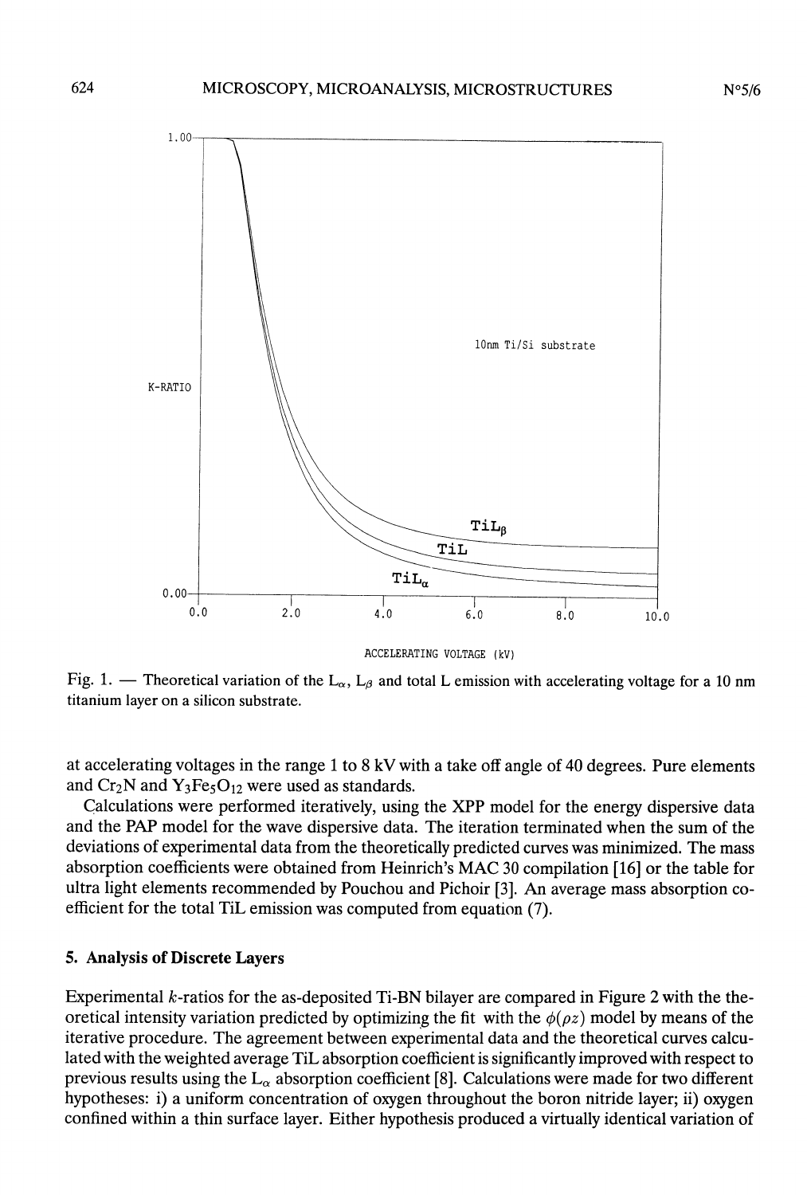Fig. 1. — Theoretical variation of the $L_\alpha$, $L_\beta$ and total L emission with accelerating voltage for a 10 nm titanium layer on a silicon substrate.

at accelerating voltages in the range 1 to 8 kV with a take off angle of 40 degrees. Pure elements and $Cr_2N$ and $Y_3Fe_5O_{12}$ were used as standards.

Calculations were performed iteratively, using the XPP model for the energy dispersive data and the PAP model for the wave dispersive data. The iteration terminated when the sum of the deviations of experimental data from the theoretically predicted curves was minimized. The mass absorption coefficients were obtained from Heinrich's MAC 30 compilation [16] or the table for ultra light elements recommended by Pouchou and Pichoir [3]. An average mass absorption coefficient for the total TiL emission was computed from equation (7).

## 5. Analysis of Discrete Layers

Experimental $k$-ratios for the as-deposited Ti-BN bilayer are compared in Figure 2 with the theoretical intensity variation predicted by optimizing the fit with the $\phi(\rho z)$ model by means of the iterative procedure. The agreement between experimental data and the theoretical curves calculated with the weighted average TiL absorption coefficient is significantly improved with respect to previous results using the $L_\alpha$ absorption coefficient [8]. Calculations were made for two different hypotheses: i) a uniform concentration of oxygen throughout the boron nitride layer; ii) oxygen confined within a thin surface layer. Either hypothesis produced a virtually identical variation of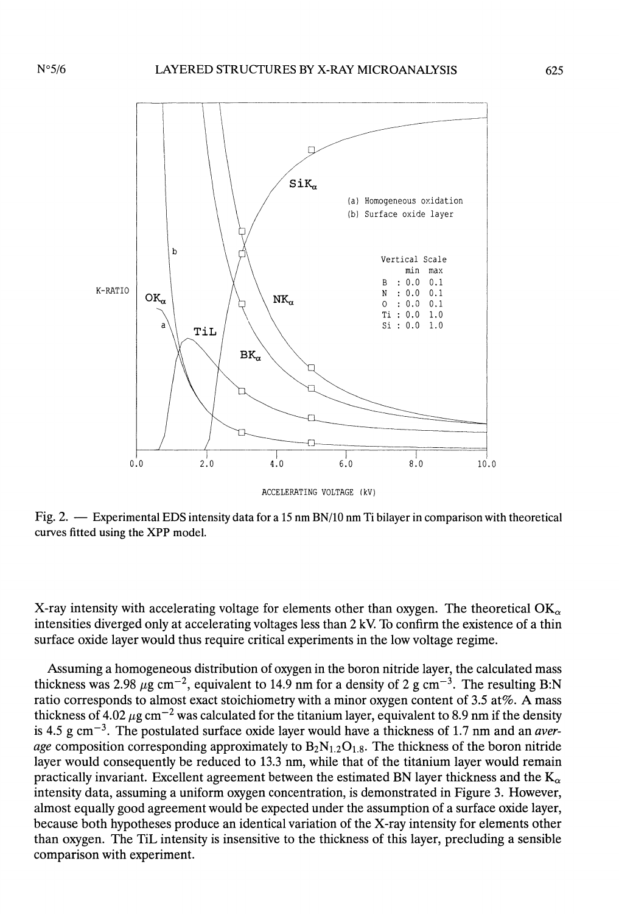Fig. 2. — Experimental EDS intensity data for a 15 nm BN/10 nm Ti bilayer in comparison with theoretical curves fitted using the XPP model.

X-ray intensity with accelerating voltage for elements other than oxygen. The theoretical $OK_\alpha$ intensities diverged only at accelerating voltages less than 2 kV. To confirm the existence of a thin surface oxide layer would thus require critical experiments in the low voltage regime.

Assuming a homogeneous distribution of oxygen in the boron nitride layer, the calculated mass thickness was 2.98 $\mu$g cm$^{-2}$, equivalent to 14.9 nm for a density of 2 g cm$^{-3}$. The resulting B:N ratio corresponds to almost exact stoichiometry with a minor oxygen content of 3.5 at%. A mass thickness of 4.02 $\mu$g cm$^{-2}$ was calculated for the titanium layer, equivalent to 8.9 nm if the density is 4.5 g cm$^{-3}$. The postulated surface oxide layer would have a thickness of 1.7 nm and an *average* composition corresponding approximately to $B_2N_{1.2}O_{1.8}$. The thickness of the boron nitride layer would consequently be reduced to 13.3 nm, while that of the titanium layer would remain practically invariant. Excellent agreement between the estimated BN layer thickness and the $K_\alpha$ intensity data, assuming a uniform oxygen concentration, is demonstrated in Figure 3. However, almost equally good agreement would be expected under the assumption of a surface oxide layer, because both hypotheses produce an identical variation of the X-ray intensity for elements other than oxygen. The TiL intensity is insensitive to the thickness of this layer, precluding a sensible comparison with experiment.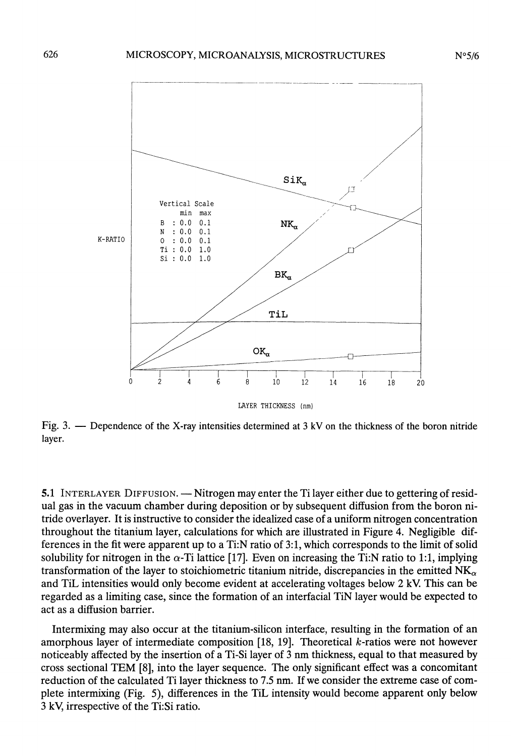Fig. 3. — Dependence of the X-ray intensities determined at 3 kV on the thickness of the boron nitride layer.

5.1 INTERLAYER DIFFUSION. — Nitrogen may enter the Ti layer either due to gettering of residual gas in the vacuum chamber during deposition or by subsequent diffusion from the boron nitride overlayer. It is instructive to consider the idealized case of a uniform nitrogen concentration throughout the titanium layer, calculations for which are illustrated in Figure 4. Negligible differences in the fit were apparent up to a Ti:N ratio of 3:1, which corresponds to the limit of solid solubility for nitrogen in the $\alpha$-Ti lattice [17]. Even on increasing the Ti:N ratio to 1:1, implying transformation of the layer to stoichiometric titanium nitride, discrepancies in the emitted $NK_{\alpha}$ and TiL intensities would only become evident at accelerating voltages below 2 kV. This can be regarded as a limiting case, since the formation of an interfacial TiN layer would be expected to act as a diffusion barrier.

Intermixing may also occur at the titanium-silicon interface, resulting in the formation of an amorphous layer of intermediate composition [18, 19]. Theoretical $k$-ratios were not however noticeably affected by the insertion of a Ti-Si layer of 3 nm thickness, equal to that measured by cross sectional TEM [8], into the layer sequence. The only significant effect was a concomitant reduction of the calculated Ti layer thickness to 7.5 nm. If we consider the extreme case of complete intermixing (Fig. 5), differences in the TiL intensity would become apparent only below 3 kV, irrespective of the Ti:Si ratio.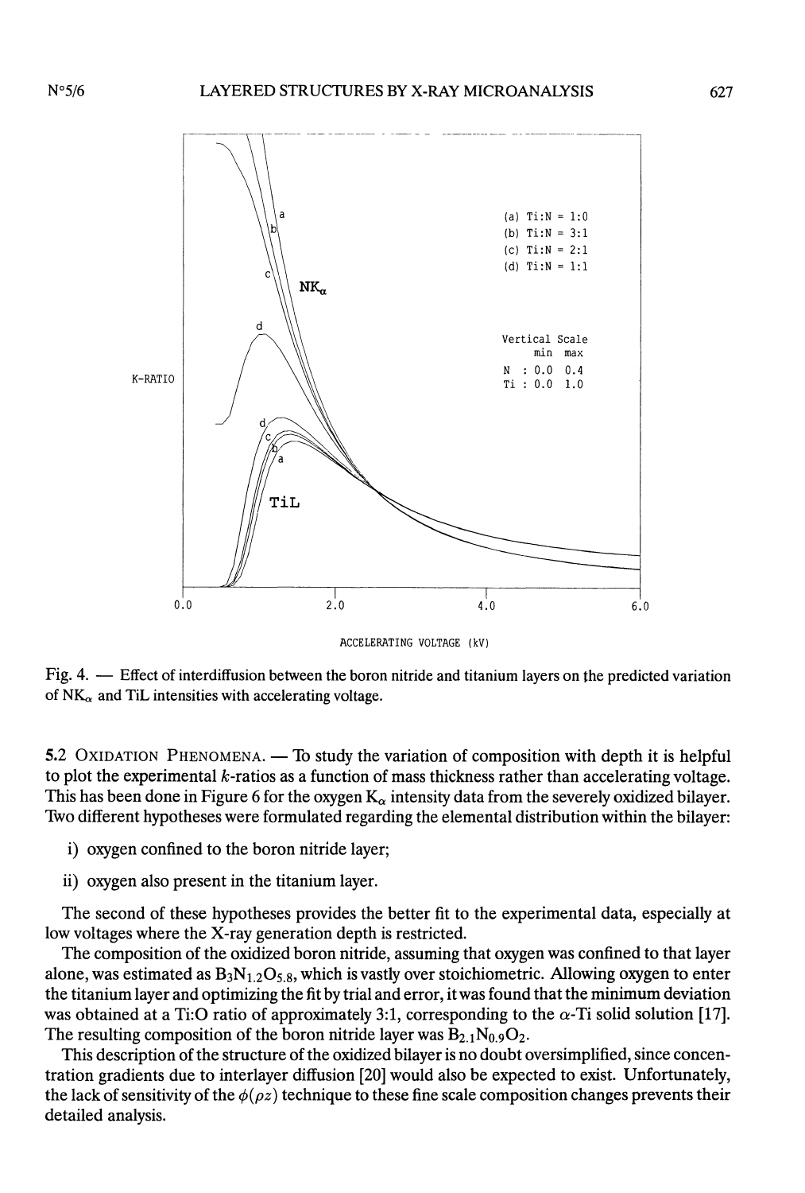Fig. 4. — Effect of interdiffusion between the boron nitride and titanium layers on the predicted variation of $NK_\alpha$ and TiL intensities with accelerating voltage.

5.2 Oxidation Phenomena. — To study the variation of composition with depth it is helpful to plot the experimental $k$-ratios as a function of mass thickness rather than accelerating voltage. This has been done in Figure 6 for the oxygen $K_\alpha$ intensity data from the severely oxidized bilayer. Two different hypotheses were formulated regarding the elemental distribution within the bilayer:

i) oxygen confined to the boron nitride layer;

ii) oxygen also present in the titanium layer.

The second of these hypotheses provides the better fit to the experimental data, especially at low voltages where the X-ray generation depth is restricted.

The composition of the oxidized boron nitride, assuming that oxygen was confined to that layer alone, was estimated as $B_3N_{1.2}O_{5.8}$, which is vastly over stoichiometric. Allowing oxygen to enter the titanium layer and optimizing the fit by trial and error, it was found that the minimum deviation was obtained at a Ti:O ratio of approximately 3:1, corresponding to the $\alpha$-Ti solid solution [17]. The resulting composition of the boron nitride layer was $B_{2.1}N_{0.9}O_2$.

This description of the structure of the oxidized bilayer is no doubt oversimplified, since concentration gradients due to interlayer diffusion [20] would also be expected to exist. Unfortunately, the lack of sensitivity of the $\phi(\rho z)$ technique to these fine scale composition changes prevents their detailed analysis.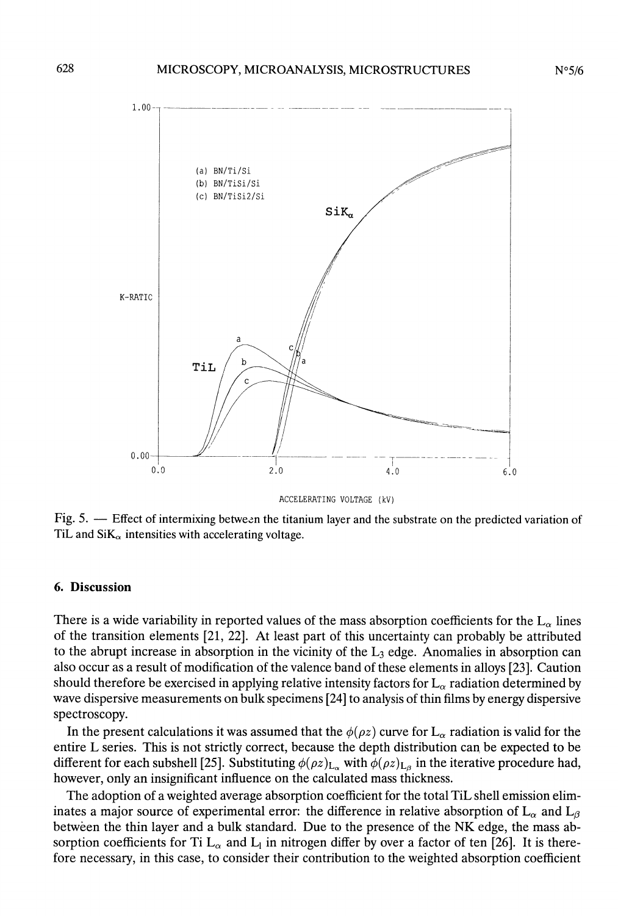Fig. 5. — Effect of intermixing between the titanium layer and the substrate on the predicted variation of TiL and $SiK_\alpha$ intensities with accelerating voltage.

## 6. Discussion

There is a wide variability in reported values of the mass absorption coefficients for the $L_\alpha$ lines of the transition elements [21, 22]. At least part of this uncertainty can probably be attributed to the abrupt increase in absorption in the vicinity of the $L_3$ edge. Anomalies in absorption can also occur as a result of modification of the valence band of these elements in alloys [23]. Caution should therefore be exercised in applying relative intensity factors for $L_\alpha$ radiation determined by wave dispersive measurements on bulk specimens [24] to analysis of thin films by energy dispersive spectroscopy.

In the present calculations it was assumed that the $\phi(\rho z)$ curve for $L_\alpha$ radiation is valid for the entire L series. This is not strictly correct, because the depth distribution can be expected to be different for each subshell [25]. Substituting $\phi(\rho z)_{L_\alpha}$ with $\phi(\rho z)_{L_\beta}$ in the iterative procedure had, however, only an insignificant influence on the calculated mass thickness.

The adoption of a weighted average absorption coefficient for the total TiL shell emission eliminates a major source of experimental error: the difference in relative absorption of $L_\alpha$ and $L_\beta$ between the thin layer and a bulk standard. Due to the presence of the NK edge, the mass absorption coefficients for Ti $L_\alpha$ and $L_l$ in nitrogen differ by over a factor of ten [26]. It is therefore necessary, in this case, to consider their contribution to the weighted absorption coefficient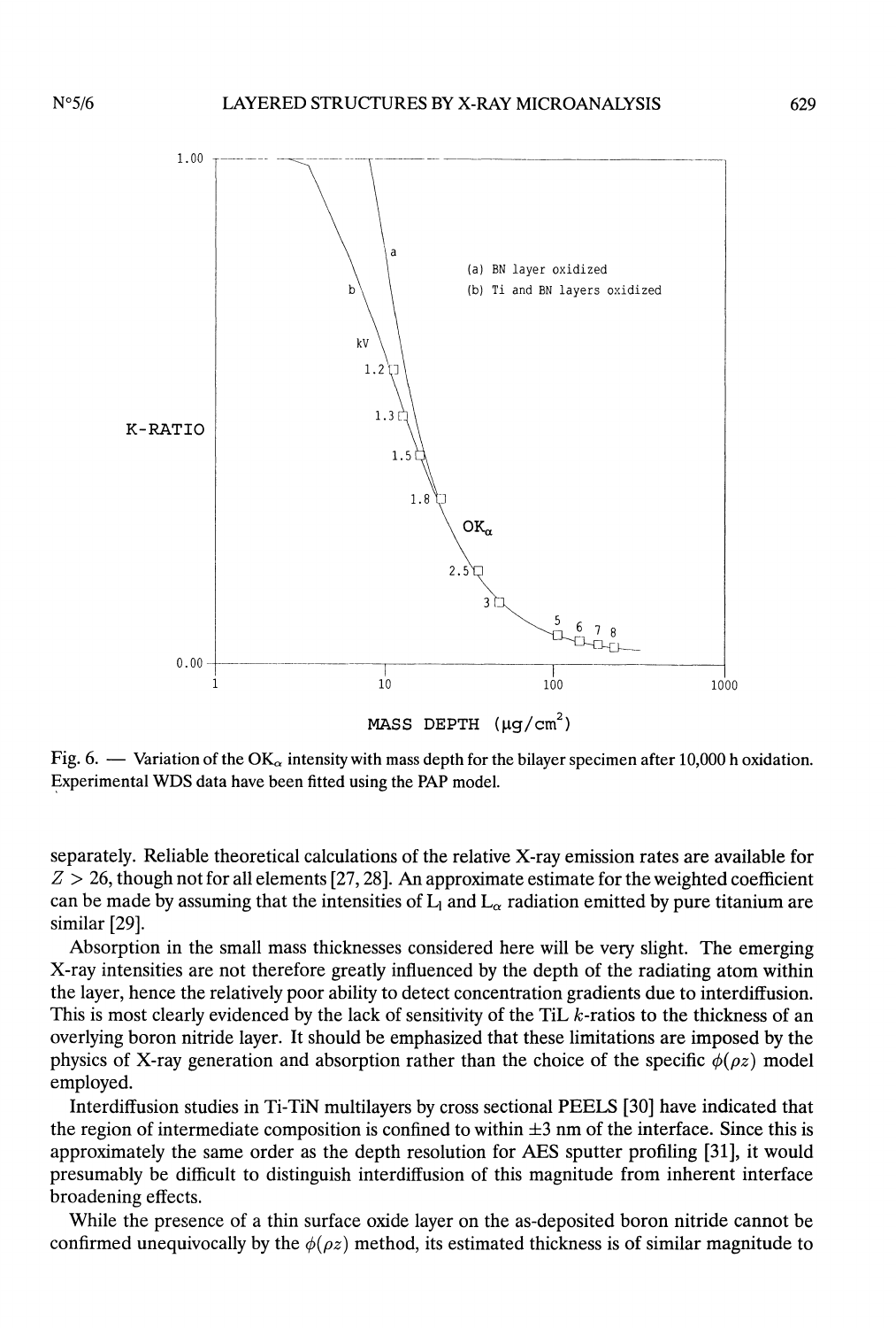Fig. 6. — Variation of the $OK_\alpha$ intensity with mass depth for the bilayer specimen after 10,000 h oxidation. Experimental WDS data have been fitted using the PAP model.

separately. Reliable theoretical calculations of the relative X-ray emission rates are available for $Z > 26$, though not for all elements [27, 28]. An approximate estimate for the weighted coefficient can be made by assuming that the intensities of $L_l$ and $L_\alpha$ radiation emitted by pure titanium are similar [29].

Absorption in the small mass thicknesses considered here will be very slight. The emerging X-ray intensities are not therefore greatly influenced by the depth of the radiating atom within the layer, hence the relatively poor ability to detect concentration gradients due to interdiffusion. This is most clearly evidenced by the lack of sensitivity of the TiL $k$-ratios to the thickness of an overlying boron nitride layer. It should be emphasized that these limitations are imposed by the physics of X-ray generation and absorption rather than the choice of the specific $\phi(\rho z)$ model employed.

Interdiffusion studies in Ti-TiN multilayers by cross sectional PEELS [30] have indicated that the region of intermediate composition is confined to within $\pm 3$ nm of the interface. Since this is approximately the same order as the depth resolution for AES sputter profiling [31], it would presumably be difficult to distinguish interdiffusion of this magnitude from inherent interface broadening effects.

While the presence of a thin surface oxide layer on the as-deposited boron nitride cannot be confirmed unequivocally by the $\phi(\rho z)$ method, its estimated thickness is of similar magnitude to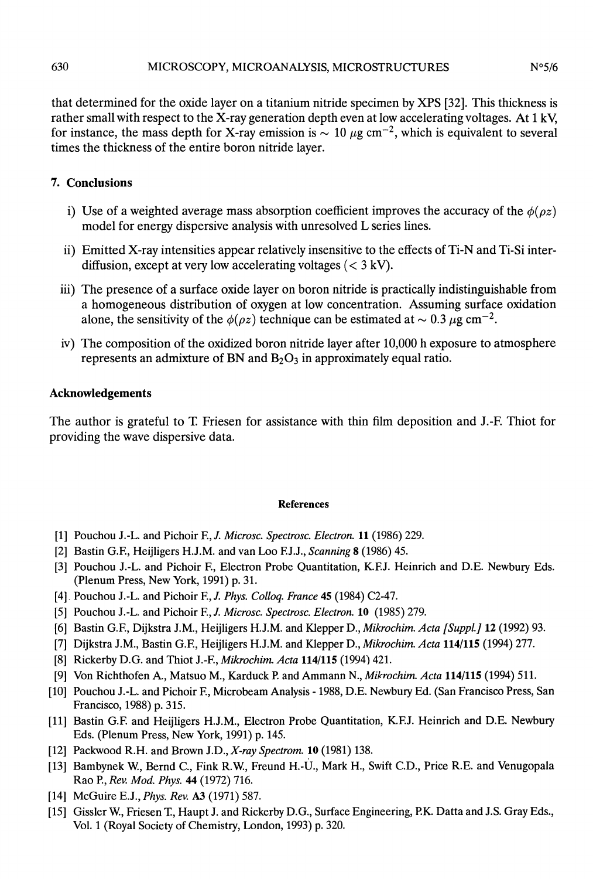that determined for the oxide layer on a titanium nitride specimen by XPS [32]. This thickness is rather small with respect to the X-ray generation depth even at low accelerating voltages. At 1 kV, for instance, the mass depth for X-ray emission is $\sim$ 10 $\mu$g cm$^{-2}$, which is equivalent to several times the thickness of the entire boron nitride layer.

## 7. Conclusions

i) Use of a weighted average mass absorption coefficient improves the accuracy of the $\phi(\rho z)$ model for energy dispersive analysis with unresolved L series lines.

ii) Emitted X-ray intensities appear relatively insensitive to the effects of Ti-N and Ti-Si interdiffusion, except at very low accelerating voltages (< 3 kV).

iii) The presence of a surface oxide layer on boron nitride is practically indistinguishable from a homogeneous distribution of oxygen at low concentration. Assuming surface oxidation alone, the sensitivity of the $\phi(\rho z)$ technique can be estimated at $\sim$ 0.3 $\mu$g cm$^{-2}$.

iv) The composition of the oxidized boron nitride layer after 10,000 h exposure to atmosphere represents an admixture of BN and $B_2O_3$ in approximately equal ratio.

## Acknowledgements

The author is grateful to T. Friesen for assistance with thin film deposition and J.-F. Thiot for providing the wave dispersive data.

## References

[1] Pouchou J.-L. and Pichoir F., *J. Microsc. Spectrosc. Electron.* **11** (1986) 229.

[2] Bastin G.F., Heijligers H.J.M. and van Loo F.J.J., *Scanning* **8** (1986) 45.

[3] Pouchou J.-L. and Pichoir F., Electron Probe Quantitation, K.F.J. Heinrich and D.E. Newbury Eds. (Plenum Press, New York, 1991) p. 31.

[4] Pouchou J.-L. and Pichoir F., *J. Phys. Colloq. France* **45** (1984) C2-47.

[5] Pouchou J.-L. and Pichoir F., *J. Microsc. Spectrosc. Electron.* **10** (1985) 279.

[6] Bastin G.F., Dijkstra J.M., Heijligers H.J.M. and Klepper D., *Mikrochim. Acta [Suppl.]* **12** (1992) 93.

[7] Dijkstra J.M., Bastin G.F., Heijligers H.J.M. and Klepper D., *Mikrochim. Acta* **114/115** (1994) 277.

[8] Rickerby D.G. and Thiot J.-F., *Mikrochim. Acta* **114/115** (1994) 421.

[9] Von Richthofen A., Matsuo M., Karduck P. and Ammann N., *Mikrochim. Acta* **114/115** (1994) 511.

[10] Pouchou J.-L. and Pichoir F., Microbeam Analysis - 1988, D.E. Newbury Ed. (San Francisco Press, San Francisco, 1988) p. 315.

[11] Bastin G.F. and Heijligers H.J.M., Electron Probe Quantitation, K.F.J. Heinrich and D.E. Newbury Eds. (Plenum Press, New York, 1991) p. 145.

[12] Packwood R.H. and Brown J.D., *X-ray Spectrom.* **10** (1981) 138.

[13] Bambynek W., Bernd C., Fink R.W., Freund H.-U., Mark H., Swift C.D., Price R.E. and Venugopala Rao P., *Rev. Mod. Phys.* **44** (1972) 716.

[14] McGuire E.J., *Phys. Rev.* **A3** (1971) 587.

[15] Gissler W., Friesen T., Haupt J. and Rickerby D.G., Surface Engineering, P.K. Datta and J.S. Gray Eds., Vol. 1 (Royal Society of Chemistry, London, 1993) p. 320.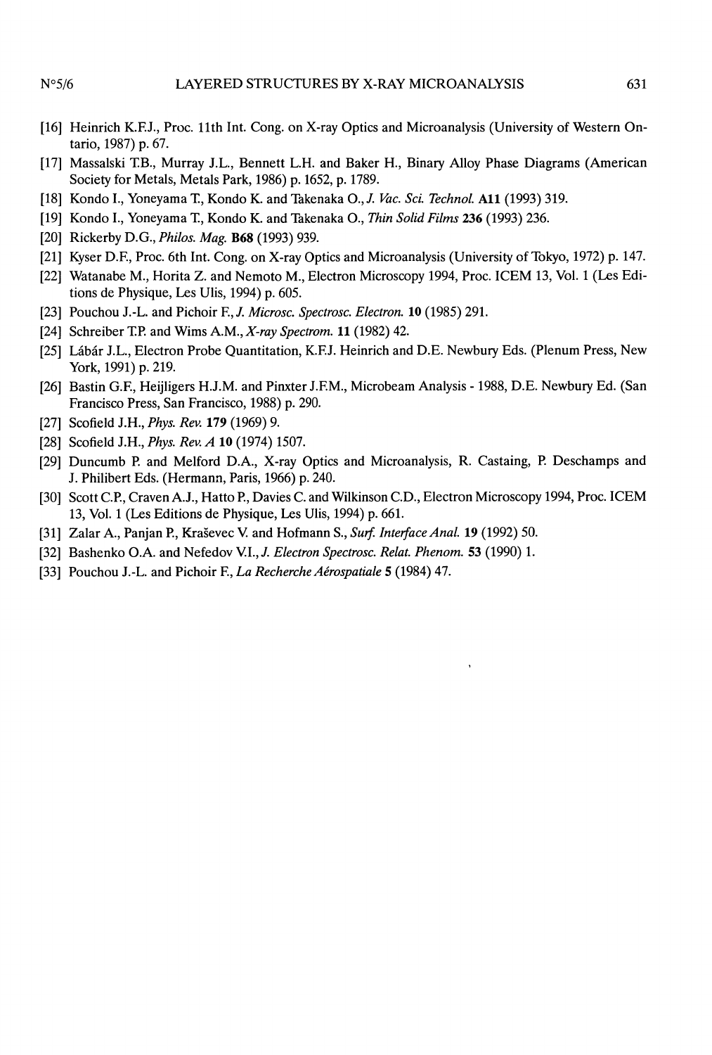[16] Heinrich K.F.J., Proc. 11th Int. Cong. on X-ray Optics and Microanalysis (University of Western Ontario, 1987) p. 67.

[17] Massalski T.B., Murray J.L., Bennett L.H. and Baker H., Binary Alloy Phase Diagrams (American Society for Metals, Metals Park, 1986) p. 1652, p. 1789.

[18] Kondo I., Yoneyama T., Kondo K. and Takenaka O., *J. Vac. Sci. Technol.* **A11** (1993) 319.

[19] Kondo I., Yoneyama T., Kondo K. and Takenaka O., *Thin Solid Films* **236** (1993) 236.

[20] Rickerby D.G., *Philos. Mag.* **B68** (1993) 939.

[21] Kyser D.F., Proc. 6th Int. Cong. on X-ray Optics and Microanalysis (University of Tokyo, 1972) p. 147.

[22] Watanabe M., Horita Z. and Nemoto M., Electron Microscopy 1994, Proc. ICEM 13, Vol. 1 (Les Editions de Physique, Les Ulis, 1994) p. 605.

[23] Pouchou J.-L. and Pichoir F., *J. Microsc. Spectrosc. Electron.* **10** (1985) 291.

[24] Schreiber T.P. and Wims A.M., *X-ray Spectrom.* **11** (1982) 42.

[25] Lábár J.L., Electron Probe Quantitation, K.F.J. Heinrich and D.E. Newbury Eds. (Plenum Press, New York, 1991) p. 219.

[26] Bastin G.F., Heijligers H.J.M. and Pinxter J.F.M., Microbeam Analysis - 1988, D.E. Newbury Ed. (San Francisco Press, San Francisco, 1988) p. 290.

[27] Scofield J.H., *Phys. Rev.* **179** (1969) 9.

[28] Scofield J.H., *Phys. Rev. A* **10** (1974) 1507.

[29] Duncumb P. and Melford D.A., X-ray Optics and Microanalysis, R. Castaing, P. Deschamps and J. Philibert Eds. (Hermann, Paris, 1966) p. 240.

[30] Scott C.P., Craven A.J., Hatto P., Davies C. and Wilkinson C.D., Electron Microscopy 1994, Proc. ICEM 13, Vol. 1 (Les Editions de Physique, Les Ulis, 1994) p. 661.

[31] Zalar A., Panjan P., Kraševec V. and Hofmann S., *Surf. Interface Anal.* **19** (1992) 50.

[32] Bashenko O.A. and Nefedov V.I., *J. Electron Spectrosc. Relat. Phenom.* **53** (1990) 1.

[33] Pouchou J.-L. and Pichoir F., *La Recherche Aérospatiale* **5** (1984) 47.